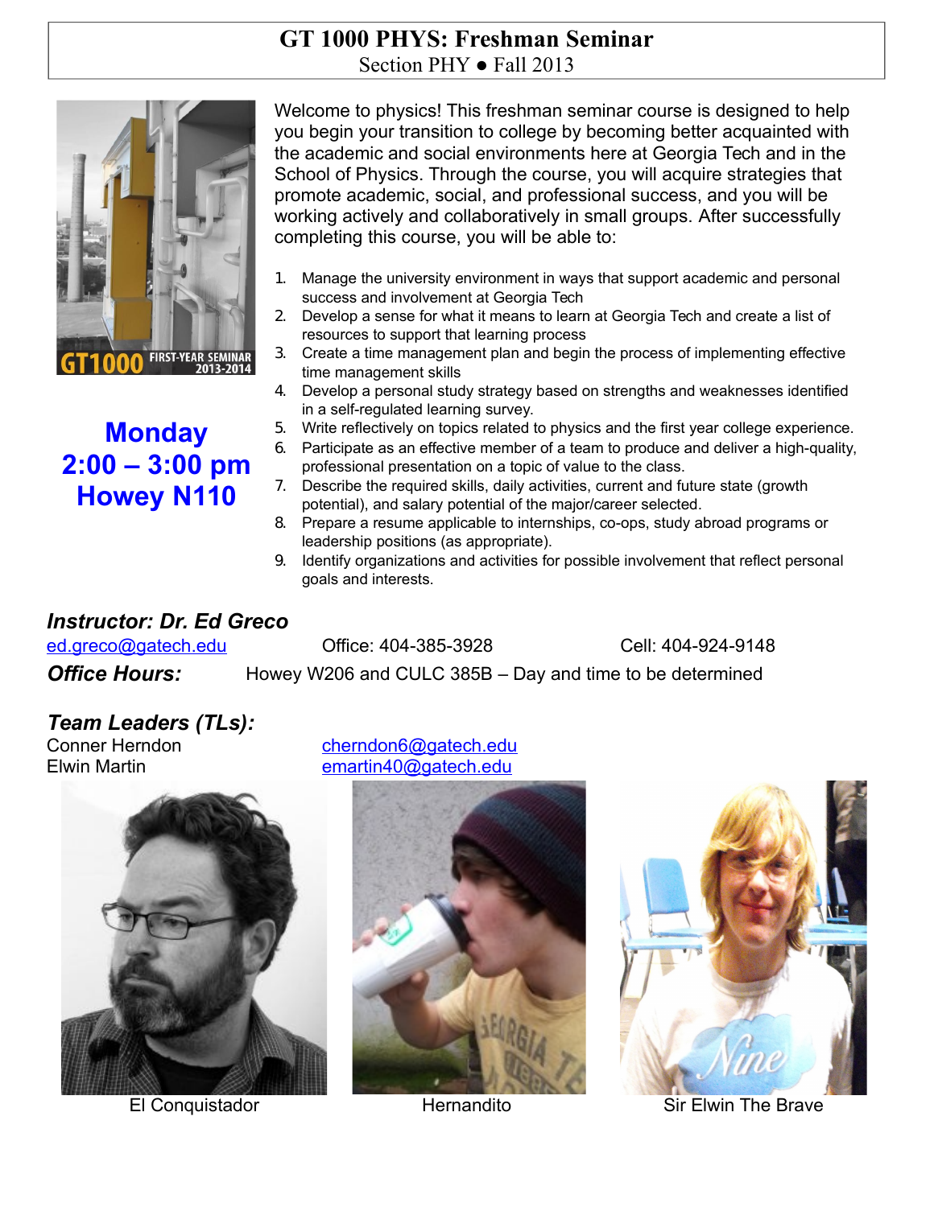# GT 1000 PHYS: Freshman Seminar

Section PHY ● Fall 2013

**Monday**
**2:00 – 3:00 pm**
**Howey N110**

Welcome to physics! This freshman seminar course is designed to help you begin your transition to college by becoming better acquainted with the academic and social environments here at Georgia Tech and in the School of Physics. Through the course, you will acquire strategies that promote academic, social, and professional success, and you will be working actively and collaboratively in small groups. After successfully completing this course, you will be able to:

1. Manage the university environment in ways that support academic and personal success and involvement at Georgia Tech
2. Develop a sense for what it means to learn at Georgia Tech and create a list of resources to support that learning process
3. Create a time management plan and begin the process of implementing effective time management skills
4. Develop a personal study strategy based on strengths and weaknesses identified in a self-regulated learning survey.
5. Write reflectively on topics related to physics and the first year college experience.
6. Participate as an effective member of a team to produce and deliver a high-quality, professional presentation on a topic of value to the class.
7. Describe the required skills, daily activities, current and future state (growth potential), and salary potential of the major/career selected.
8. Prepare a resume applicable to internships, co-ops, study abroad programs or leadership positions (as appropriate).
9. Identify organizations and activities for possible involvement that reflect personal goals and interests.

### *Instructor: Dr. Ed Greco*

ed.greco@gatech.edu    Office: 404-385-3928    Cell: 404-924-9148

***Office Hours:*** Howey W206 and CULC 385B – Day and time to be determined

### *Team Leaders (TLs):*

Conner Herndon    cherndon6@gatech.edu
Elwin Martin    emartin40@gatech.edu

El Conquistador    Hernandito    Sir Elwin The Brave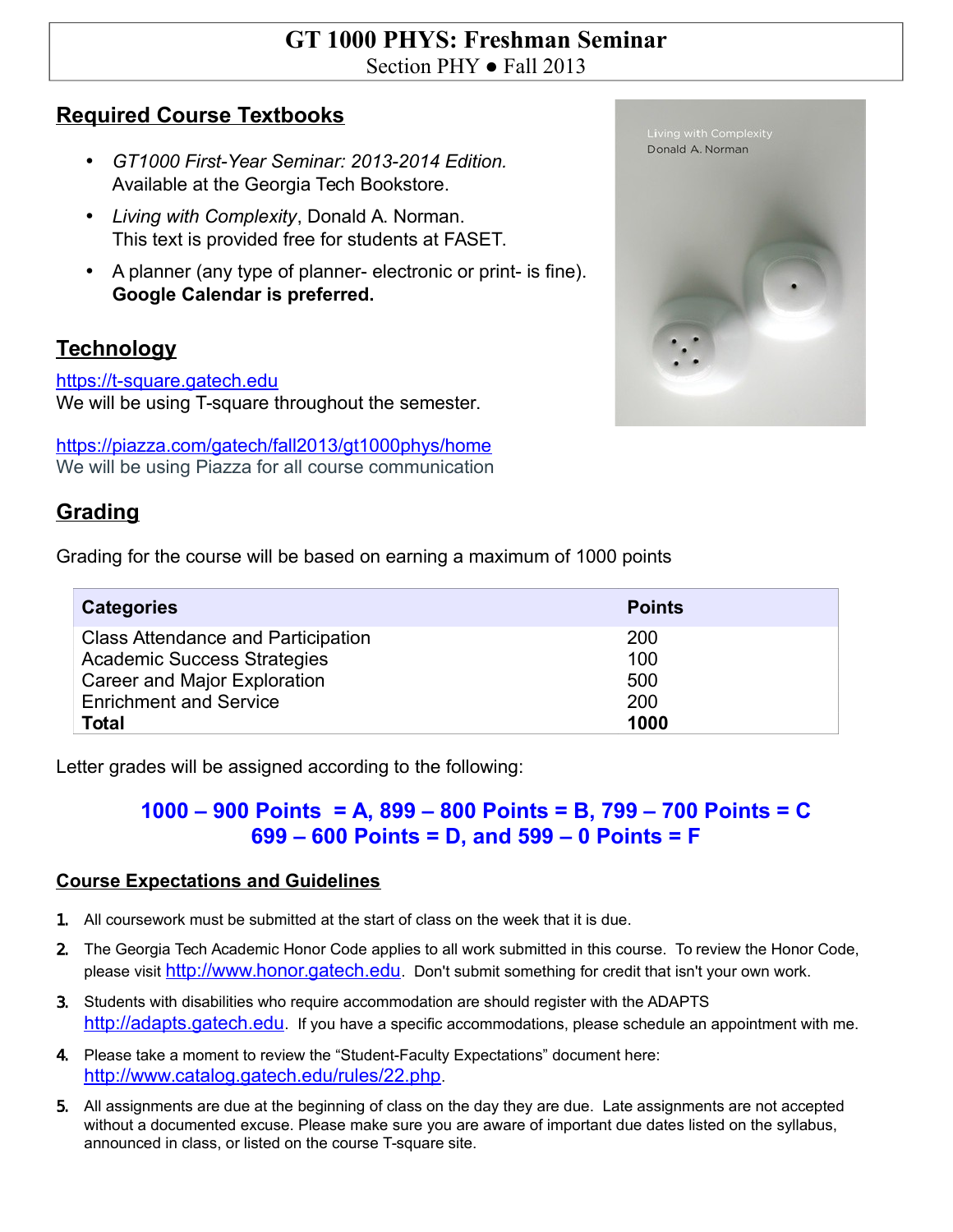# GT 1000 PHYS: Freshman Seminar

Section PHY ● Fall 2013

## Required Course Textbooks

- *GT1000 First-Year Seminar: 2013-2014 Edition.* Available at the Georgia Tech Bookstore.
- *Living with Complexity*, Donald A. Norman. This text is provided free for students at FASET.
- A planner (any type of planner- electronic or print- is fine). **Google Calendar is preferred.**

## Technology

https://t-square.gatech.edu
We will be using T-square throughout the semester.

https://piazza.com/gatech/fall2013/gt1000phys/home
We will be using Piazza for all course communication

## Grading

Grading for the course will be based on earning a maximum of 1000 points

| Categories | Points |
|---|---|
| Class Attendance and Participation | 200 |
| Academic Success Strategies | 100 |
| Career and Major Exploration | 500 |
| Enrichment and Service | 200 |
| **Total** | **1000** |

Letter grades will be assigned according to the following:

**1000 – 900 Points = A, 899 – 800 Points = B, 799 – 700 Points = C**
**699 – 600 Points = D, and 599 – 0 Points = F**

### Course Expectations and Guidelines

1. All coursework must be submitted at the start of class on the week that it is due.
2. The Georgia Tech Academic Honor Code applies to all work submitted in this course. To review the Honor Code, please visit http://www.honor.gatech.edu. Don't submit something for credit that isn't your own work.
3. Students with disabilities who require accommodation are should register with the ADAPTS http://adapts.gatech.edu. If you have a specific accommodations, please schedule an appointment with me.
4. Please take a moment to review the "Student-Faculty Expectations" document here: http://www.catalog.gatech.edu/rules/22.php.
5. All assignments are due at the beginning of class on the day they are due. Late assignments are not accepted without a documented excuse. Please make sure you are aware of important due dates listed on the syllabus, announced in class, or listed on the course T-square site.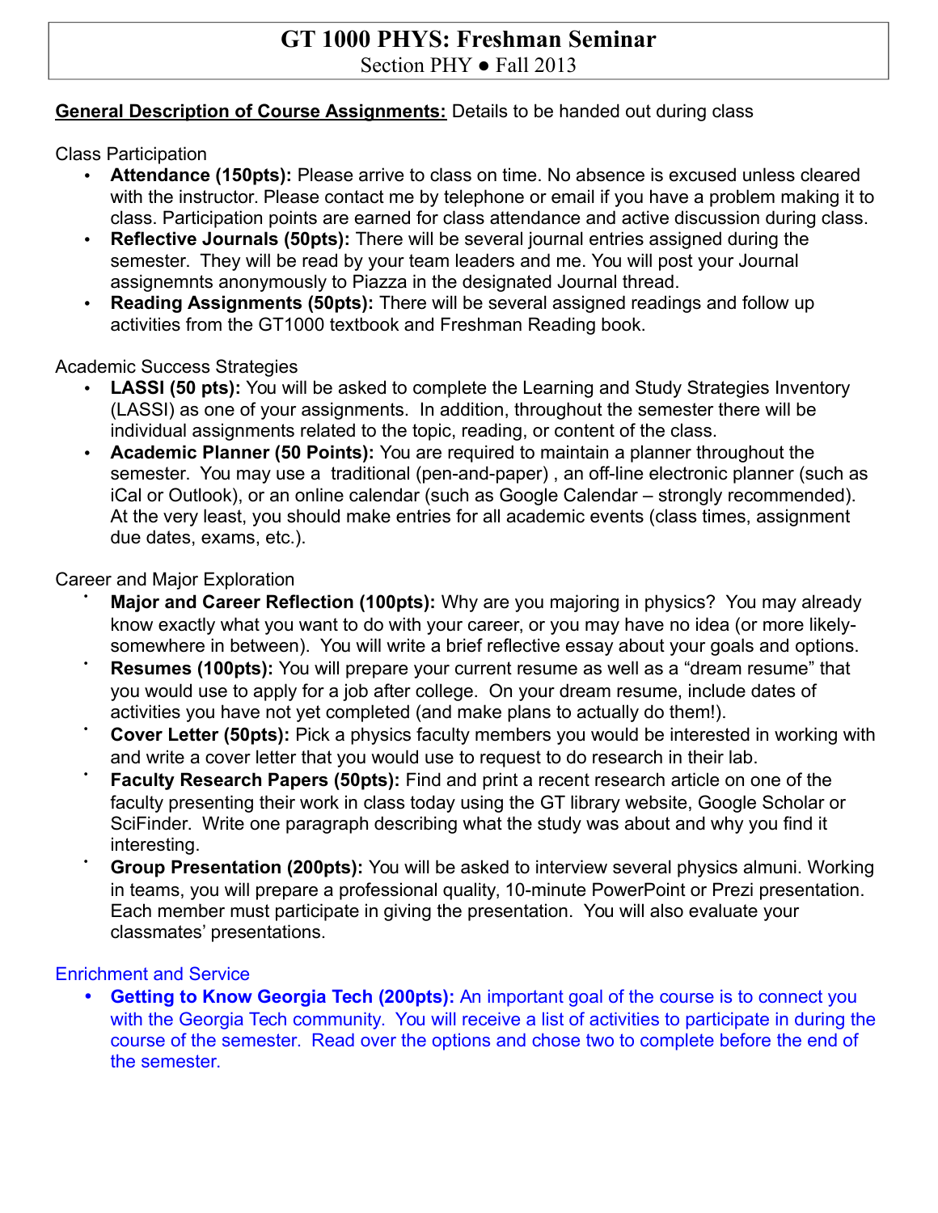# GT 1000 PHYS: Freshman Seminar

Section PHY ● Fall 2013

**General Description of Course Assignments:** Details to be handed out during class

Class Participation

- **Attendance (150pts):** Please arrive to class on time. No absence is excused unless cleared with the instructor. Please contact me by telephone or email if you have a problem making it to class. Participation points are earned for class attendance and active discussion during class.
- **Reflective Journals (50pts):** There will be several journal entries assigned during the semester. They will be read by your team leaders and me. You will post your Journal assignemnts anonymously to Piazza in the designated Journal thread.
- **Reading Assignments (50pts):** There will be several assigned readings and follow up activities from the GT1000 textbook and Freshman Reading book.

Academic Success Strategies

- **LASSI (50 pts):** You will be asked to complete the Learning and Study Strategies Inventory (LASSI) as one of your assignments. In addition, throughout the semester there will be individual assignments related to the topic, reading, or content of the class.
- **Academic Planner (50 Points):** You are required to maintain a planner throughout the semester. You may use a traditional (pen-and-paper) , an off-line electronic planner (such as iCal or Outlook), or an online calendar (such as Google Calendar – strongly recommended). At the very least, you should make entries for all academic events (class times, assignment due dates, exams, etc.).

Career and Major Exploration

- **Major and Career Reflection (100pts):** Why are you majoring in physics? You may already know exactly what you want to do with your career, or you may have no idea (or more likely- somewhere in between). You will write a brief reflective essay about your goals and options.
- **Resumes (100pts):** You will prepare your current resume as well as a "dream resume" that you would use to apply for a job after college. On your dream resume, include dates of activities you have not yet completed (and make plans to actually do them!).
- **Cover Letter (50pts):** Pick a physics faculty members you would be interested in working with and write a cover letter that you would use to request to do research in their lab.
- **Faculty Research Papers (50pts):** Find and print a recent research article on one of the faculty presenting their work in class today using the GT library website, Google Scholar or SciFinder. Write one paragraph describing what the study was about and why you find it interesting.
- **Group Presentation (200pts):** You will be asked to interview several physics almuni. Working in teams, you will prepare a professional quality, 10-minute PowerPoint or Prezi presentation. Each member must participate in giving the presentation. You will also evaluate your classmates' presentations.

Enrichment and Service

- **Getting to Know Georgia Tech (200pts):** An important goal of the course is to connect you with the Georgia Tech community. You will receive a list of activities to participate in during the course of the semester. Read over the options and chose two to complete before the end of the semester.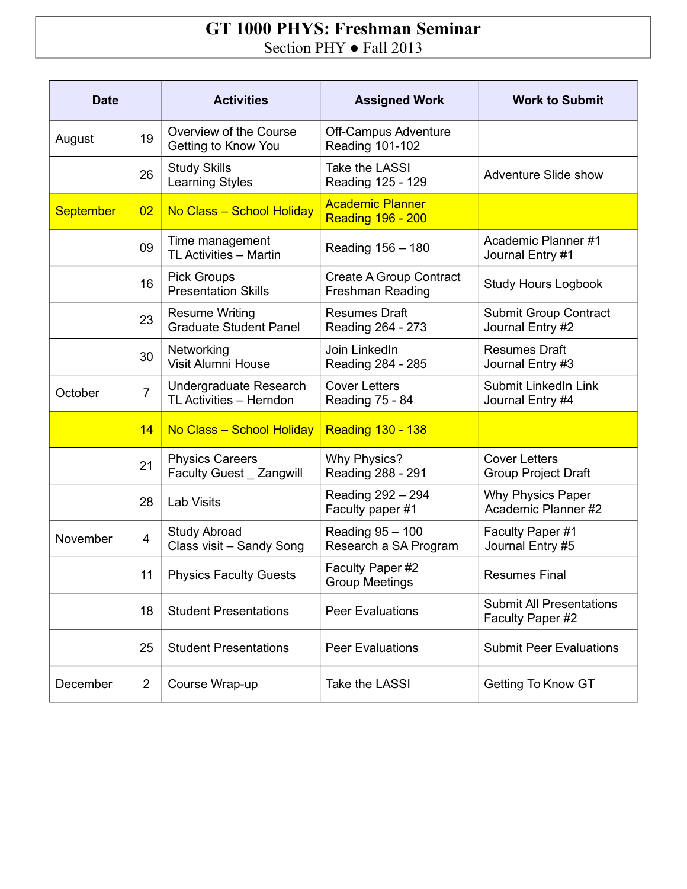# GT 1000 PHYS: Freshman Seminar

Section PHY ● Fall 2013

| Date | | Activities | Assigned Work | Work to Submit |
|---|---|---|---|---|
| August | 19 | Overview of the Course<br>Getting to Know You | Off-Campus Adventure<br>Reading 101-102 | |
| | 26 | Study Skills<br>Learning Styles | Take the LASSI<br>Reading 125 - 129 | Adventure Slide show |
| September | 02 | No Class – School Holiday | Academic Planner<br>Reading 196 - 200 | |
| | 09 | Time management<br>TL Activities – Martin | Reading 156 – 180 | Academic Planner #1<br>Journal Entry #1 |
| | 16 | Pick Groups<br>Presentation Skills | Create A Group Contract<br>Freshman Reading | Study Hours Logbook |
| | 23 | Resume Writing<br>Graduate Student Panel | Resumes Draft<br>Reading 264 - 273 | Submit Group Contract<br>Journal Entry #2 |
| | 30 | Networking<br>Visit Alumni House | Join LinkedIn<br>Reading 284 - 285 | Resumes Draft<br>Journal Entry #3 |
| October | 7 | Undergraduate Research<br>TL Activities – Herndon | Cover Letters<br>Reading 75 - 84 | Submit LinkedIn Link<br>Journal Entry #4 |
| | 14 | No Class – School Holiday | Reading 130 - 138 | |
| | 21 | Physics Careers<br>Faculty Guest _ Zangwill | Why Physics?<br>Reading 288 - 291 | Cover Letters<br>Group Project Draft |
| | 28 | Lab Visits | Reading 292 – 294<br>Faculty paper #1 | Why Physics Paper<br>Academic Planner #2 |
| November | 4 | Study Abroad<br>Class visit – Sandy Song | Reading 95 – 100<br>Research a SA Program | Faculty Paper #1<br>Journal Entry #5 |
| | 11 | Physics Faculty Guests | Faculty Paper #2<br>Group Meetings | Resumes Final |
| | 18 | Student Presentations | Peer Evaluations | Submit All Presentations<br>Faculty Paper #2 |
| | 25 | Student Presentations | Peer Evaluations | Submit Peer Evaluations |
| December | 2 | Course Wrap-up | Take the LASSI | Getting To Know GT |